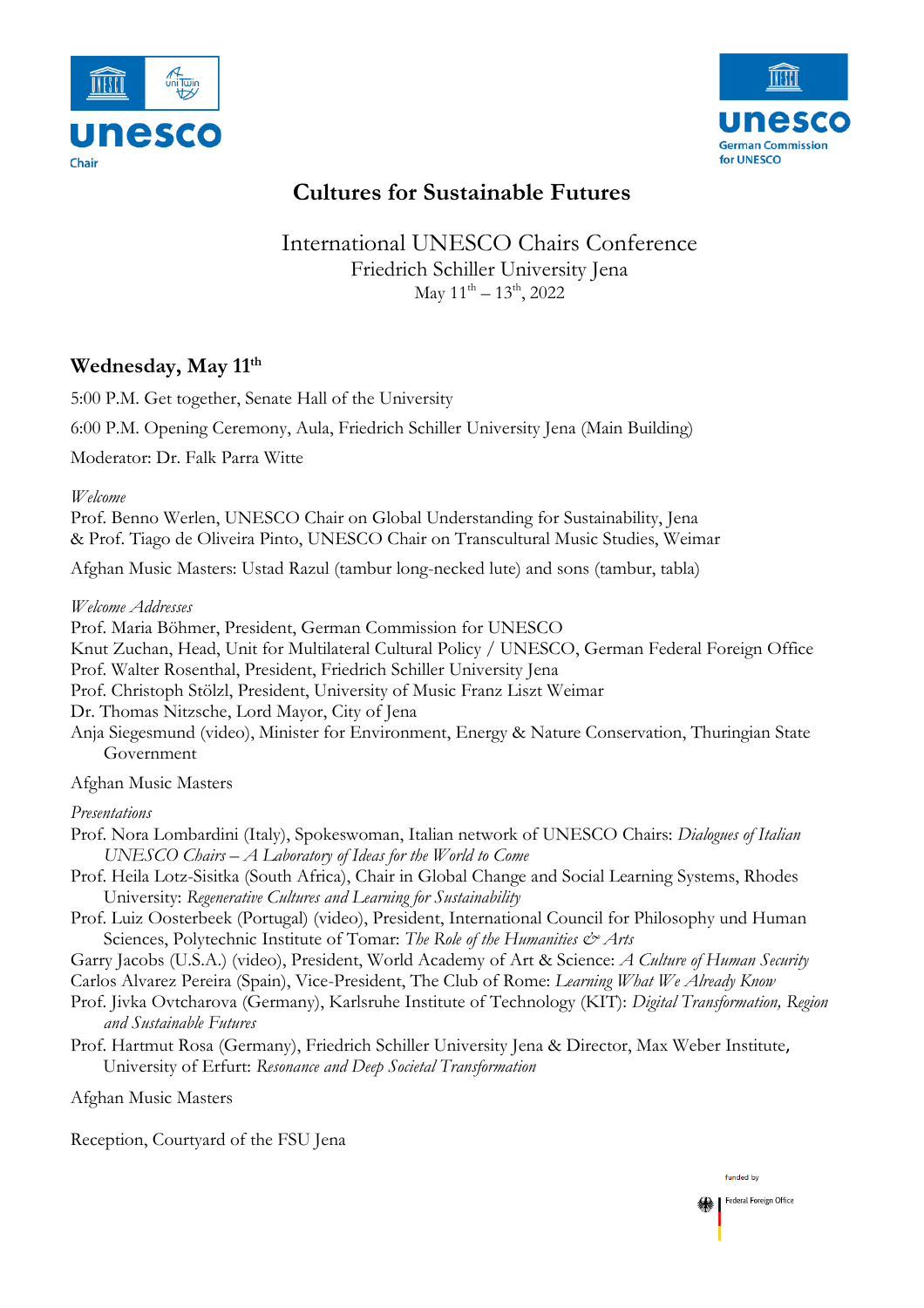# Cultures for Sustainable Futures

International UNESCO Chairs Conference
Friedrich Schiller University Jena
May 11th – 13th, 2022

## Wednesday, May 11th

5:00 P.M. Get together, Senate Hall of the University

6:00 P.M. Opening Ceremony, Aula, Friedrich Schiller University Jena (Main Building)

Moderator: Dr. Falk Parra Witte

*Welcome*

Prof. Benno Werlen, UNESCO Chair on Global Understanding for Sustainability, Jena
& Prof. Tiago de Oliveira Pinto, UNESCO Chair on Transcultural Music Studies, Weimar

Afghan Music Masters: Ustad Razul (tambur long-necked lute) and sons (tambur, tabla)

*Welcome Addresses*

Prof. Maria Böhmer, President, German Commission for UNESCO
Knut Zuchan, Head, Unit for Multilateral Cultural Policy / UNESCO, German Federal Foreign Office
Prof. Walter Rosenthal, President, Friedrich Schiller University Jena
Prof. Christoph Stölzl, President, University of Music Franz Liszt Weimar
Dr. Thomas Nitzsche, Lord Mayor, City of Jena
Anja Siegesmund (video), Minister for Environment, Energy & Nature Conservation, Thuringian State Government

Afghan Music Masters

*Presentations*

Prof. Nora Lombardini (Italy), Spokeswoman, Italian network of UNESCO Chairs: *Dialogues of Italian UNESCO Chairs – A Laboratory of Ideas for the World to Come*
Prof. Heila Lotz-Sisitka (South Africa), Chair in Global Change and Social Learning Systems, Rhodes University: *Regenerative Cultures and Learning for Sustainability*
Prof. Luiz Oosterbeek (Portugal) (video), President, International Council for Philosophy und Human Sciences, Polytechnic Institute of Tomar: *The Role of the Humanities & Arts*
Garry Jacobs (U.S.A.) (video), President, World Academy of Art & Science: *A Culture of Human Security*
Carlos Alvarez Pereira (Spain), Vice-President, The Club of Rome: *Learning What We Already Know*
Prof. Jivka Ovtcharova (Germany), Karlsruhe Institute of Technology (KIT): *Digital Transformation, Region and Sustainable Futures*
Prof. Hartmut Rosa (Germany), Friedrich Schiller University Jena & Director, Max Weber Institute, University of Erfurt: *Resonance and Deep Societal Transformation*

Afghan Music Masters

Reception, Courtyard of the FSU Jena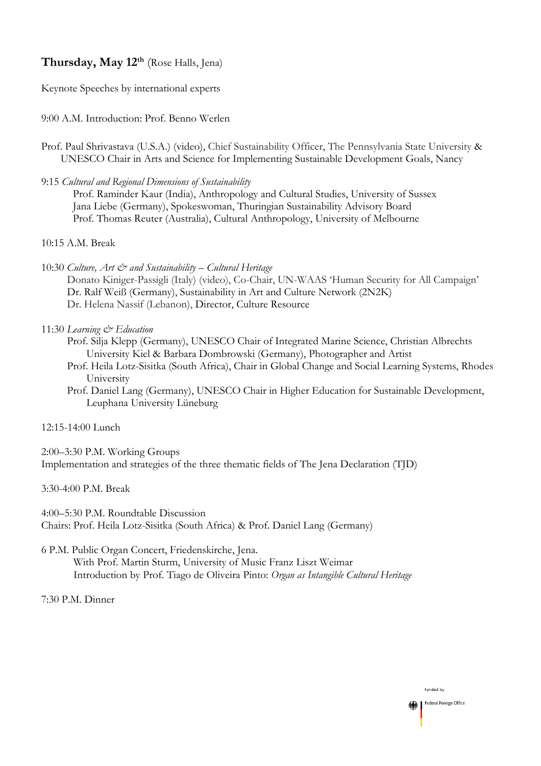## **Thursday, May 12th** (Rose Halls, Jena)

Keynote Speeches by international experts

9:00 A.M. Introduction: Prof. Benno Werlen

Prof. Paul Shrivastava (U.S.A.) (video), Chief Sustainability Officer, The Pennsylvania State University & UNESCO Chair in Arts and Science for Implementing Sustainable Development Goals, Nancy

9:15 *Cultural and Regional Dimensions of Sustainability*

- Prof. Raminder Kaur (India), Anthropology and Cultural Studies, University of Sussex
- Jana Liebe (Germany), Spokeswoman, Thuringian Sustainability Advisory Board
- Prof. Thomas Reuter (Australia), Cultural Anthropology, University of Melbourne

10:15 A.M. Break

10:30 *Culture, Art & and Sustainability – Cultural Heritage*

- Donato Kiniger-Passigli (Italy) (video), Co-Chair, UN-WAAS 'Human Security for All Campaign'
- Dr. Ralf Weiß (Germany), Sustainability in Art and Culture Network (2N2K)
- Dr. Helena Nassif (Lebanon), Director, Culture Resource

11:30 *Learning & Education*

- Prof. Silja Klepp (Germany), UNESCO Chair of Integrated Marine Science, Christian Albrechts University Kiel & Barbara Dombrowski (Germany), Photographer and Artist
- Prof. Heila Lotz-Sisitka (South Africa), Chair in Global Change and Social Learning Systems, Rhodes University
- Prof. Daniel Lang (Germany), UNESCO Chair in Higher Education for Sustainable Development, Leuphana University Lüneburg

12:15-14:00 Lunch

2:00–3:30 P.M. Working Groups
Implementation and strategies of the three thematic fields of The Jena Declaration (TJD)

3:30-4:00 P.M. Break

4:00–5:30 P.M. Roundtable Discussion
Chairs: Prof. Heila Lotz-Sisitka (South Africa) & Prof. Daniel Lang (Germany)

6 P.M. Public Organ Concert, Friedenskirche, Jena.
With Prof. Martin Sturm, University of Music Franz Liszt Weimar
Introduction by Prof. Tiago de Oliveira Pinto: *Organ as Intangible Cultural Heritage*

7:30 P.M. Dinner

funded by
Federal Foreign Office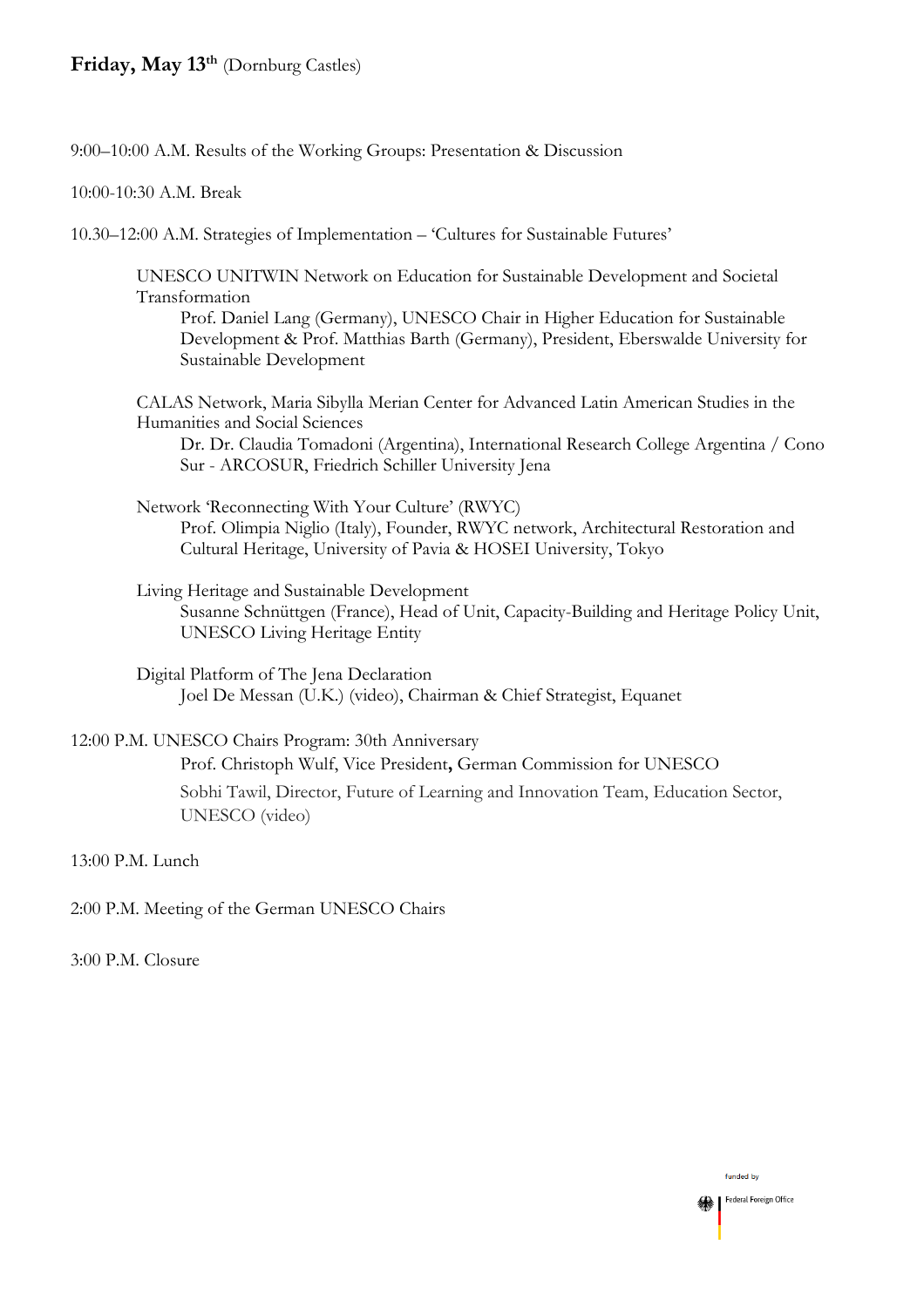**Friday, May 13th** (Dornburg Castles)

9:00–10:00 A.M. Results of the Working Groups: Presentation & Discussion

10:00-10:30 A.M. Break

10.30–12:00 A.M. Strategies of Implementation – 'Cultures for Sustainable Futures'

UNESCO UNITWIN Network on Education for Sustainable Development and Societal Transformation
Prof. Daniel Lang (Germany), UNESCO Chair in Higher Education for Sustainable Development & Prof. Matthias Barth (Germany), President, Eberswalde University for Sustainable Development

CALAS Network, Maria Sibylla Merian Center for Advanced Latin American Studies in the Humanities and Social Sciences
Dr. Dr. Claudia Tomadoni (Argentina), International Research College Argentina / Cono Sur - ARCOSUR, Friedrich Schiller University Jena

Network 'Reconnecting With Your Culture' (RWYC)
Prof. Olimpia Niglio (Italy), Founder, RWYC network, Architectural Restoration and Cultural Heritage, University of Pavia & HOSEI University, Tokyo

Living Heritage and Sustainable Development
Susanne Schnüttgen (France), Head of Unit, Capacity-Building and Heritage Policy Unit, UNESCO Living Heritage Entity

Digital Platform of The Jena Declaration
Joel De Messan (U.K.) (video), Chairman & Chief Strategist, Equanet

12:00 P.M. UNESCO Chairs Program: 30th Anniversary
Prof. Christoph Wulf, Vice President**,** German Commission for UNESCO
Sobhi Tawil, Director, Future of Learning and Innovation Team, Education Sector, UNESCO (video)

13:00 P.M. Lunch

2:00 P.M. Meeting of the German UNESCO Chairs

3:00 P.M. Closure

funded by
Federal Foreign Office